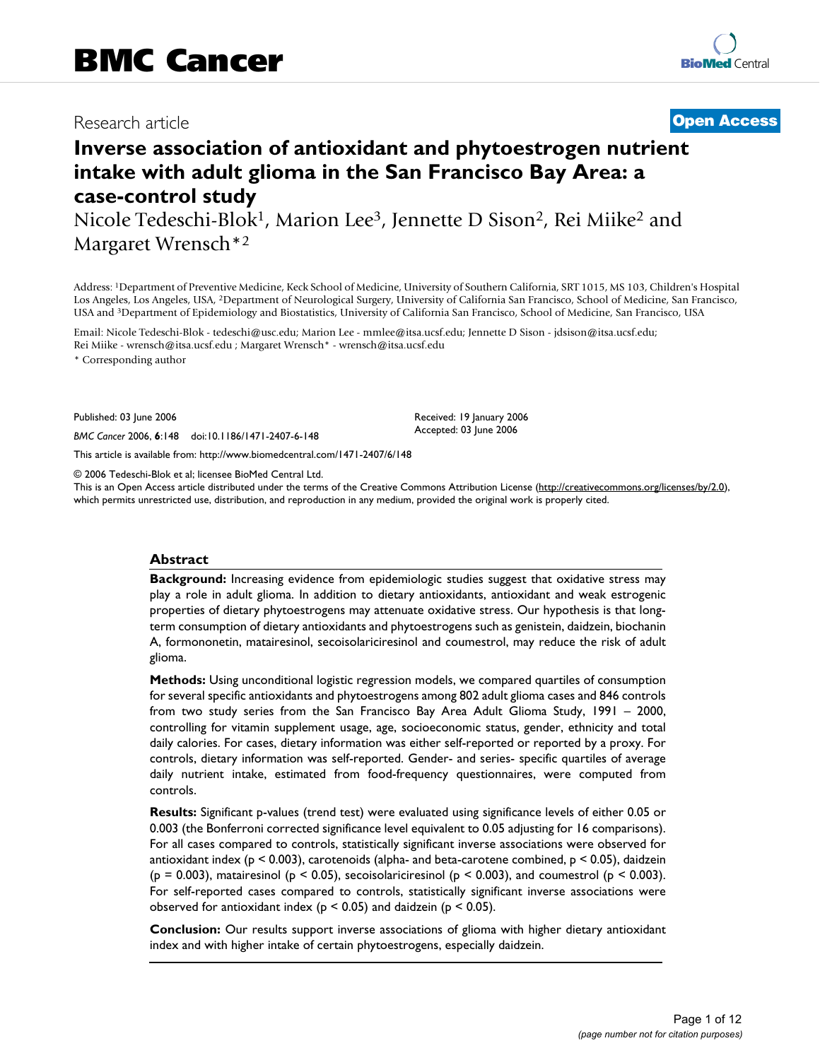Research article

**Open Access**

# Inverse association of antioxidant and phytoestrogen nutrient intake with adult glioma in the San Francisco Bay Area: a case-control study

Nicole Tedeschi-Blok[1], Marion Lee[3], Jennette D Sison[2], Rei Miike[2] and Margaret Wrensch*[2]

Address: [1]Department of Preventive Medicine, Keck School of Medicine, University of Southern California, SRT 1015, MS 103, Children's Hospital Los Angeles, Los Angeles, USA, [2]Department of Neurological Surgery, University of California San Francisco, School of Medicine, San Francisco, USA and [3]Department of Epidemiology and Biostatistics, University of California San Francisco, School of Medicine, San Francisco, USA

Email: Nicole Tedeschi-Blok - tedeschi@usc.edu; Marion Lee - mmlee@itsa.ucsf.edu; Jennette D Sison - jdsison@itsa.ucsf.edu; Rei Miike - wrensch@itsa.ucsf.edu ; Margaret Wrensch* - wrensch@itsa.ucsf.edu

* Corresponding author

Published: 03 June 2006

*BMC Cancer* 2006, **6**:148 doi:10.1186/1471-2407-6-148

Received: 19 January 2006
Accepted: 03 June 2006

This article is available from: http://www.biomedcentral.com/1471-2407/6/148

© 2006 Tedeschi-Blok et al; licensee BioMed Central Ltd.
This is an Open Access article distributed under the terms of the Creative Commons Attribution License (http://creativecommons.org/licenses/by/2.0), which permits unrestricted use, distribution, and reproduction in any medium, provided the original work is properly cited.

## Abstract

**Background:** Increasing evidence from epidemiologic studies suggest that oxidative stress may play a role in adult glioma. In addition to dietary antioxidants, antioxidant and weak estrogenic properties of dietary phytoestrogens may attenuate oxidative stress. Our hypothesis is that long-term consumption of dietary antioxidants and phytoestrogens such as genistein, daidzein, biochanin A, formononetin, matairesinol, secoisolariciresinol and coumestrol, may reduce the risk of adult glioma.

**Methods:** Using unconditional logistic regression models, we compared quartiles of consumption for several specific antioxidants and phytoestrogens among 802 adult glioma cases and 846 controls from two study series from the San Francisco Bay Area Adult Glioma Study, 1991 – 2000, controlling for vitamin supplement usage, age, socioeconomic status, gender, ethnicity and total daily calories. For cases, dietary information was either self-reported or reported by a proxy. For controls, dietary information was self-reported. Gender- and series- specific quartiles of average daily nutrient intake, estimated from food-frequency questionnaires, were computed from controls.

**Results:** Significant p-values (trend test) were evaluated using significance levels of either 0.05 or 0.003 (the Bonferroni corrected significance level equivalent to 0.05 adjusting for 16 comparisons). For all cases compared to controls, statistically significant inverse associations were observed for antioxidant index ($p < 0.003$), carotenoids (alpha- and beta-carotene combined, $p < 0.05$), daidzein ($p = 0.003$), matairesinol ($p < 0.05$), secoisolariciresinol ($p < 0.003$), and coumestrol ($p < 0.003$). For self-reported cases compared to controls, statistically significant inverse associations were observed for antioxidant index ($p < 0.05$) and daidzein ($p < 0.05$).

**Conclusion:** Our results support inverse associations of glioma with higher dietary antioxidant index and with higher intake of certain phytoestrogens, especially daidzein.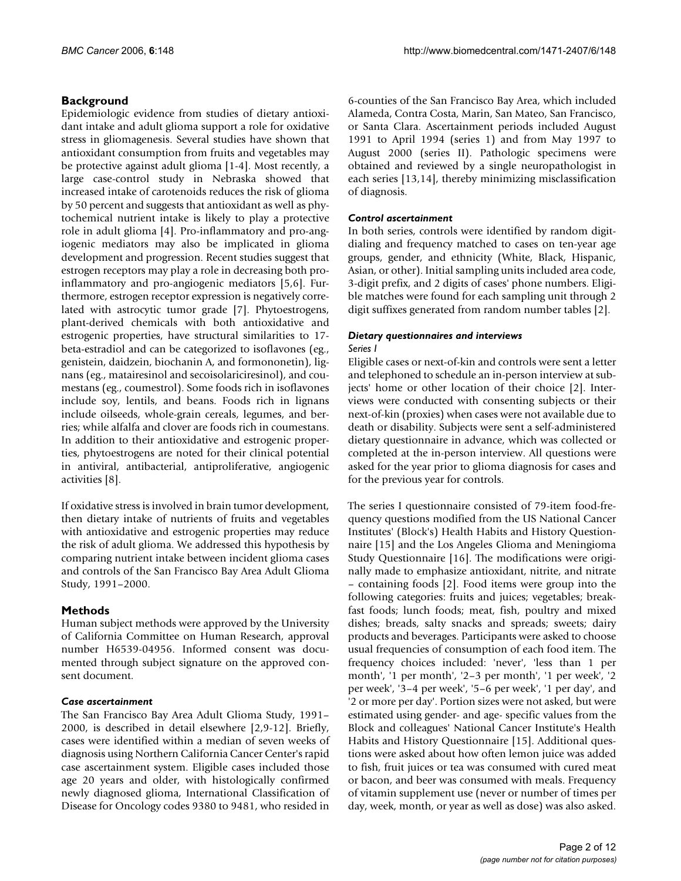## Background

Epidemiologic evidence from studies of dietary antioxidant intake and adult glioma support a role for oxidative stress in gliomagenesis. Several studies have shown that antioxidant consumption from fruits and vegetables may be protective against adult glioma [1-4]. Most recently, a large case-control study in Nebraska showed that increased intake of carotenoids reduces the risk of glioma by 50 percent and suggests that antioxidant as well as phytochemical nutrient intake is likely to play a protective role in adult glioma [4]. Pro-inflammatory and pro-angiogenic mediators may also be implicated in glioma development and progression. Recent studies suggest that estrogen receptors may play a role in decreasing both pro-inflammatory and pro-angiogenic mediators [5,6]. Furthermore, estrogen receptor expression is negatively correlated with astrocytic tumor grade [7]. Phytoestrogens, plant-derived chemicals with both antioxidative and estrogenic properties, have structural similarities to 17-beta-estradiol and can be categorized to isoflavones (eg., genistein, daidzein, biochanin A, and formononetin), lignans (eg., matairesinol and secoisolariciresinol), and coumestans (eg., coumestrol). Some foods rich in isoflavones include soy, lentils, and beans. Foods rich in lignans include oilseeds, whole-grain cereals, legumes, and berries; while alfalfa and clover are foods rich in coumestans. In addition to their antioxidative and estrogenic properties, phytoestrogens are noted for their clinical potential in antiviral, antibacterial, antiproliferative, angiogenic activities [8].

If oxidative stress is involved in brain tumor development, then dietary intake of nutrients of fruits and vegetables with antioxidative and estrogenic properties may reduce the risk of adult glioma. We addressed this hypothesis by comparing nutrient intake between incident glioma cases and controls of the San Francisco Bay Area Adult Glioma Study, 1991–2000.

## Methods

Human subject methods were approved by the University of California Committee on Human Research, approval number H6539-04956. Informed consent was documented through subject signature on the approved consent document.

### *Case ascertainment*

The San Francisco Bay Area Adult Glioma Study, 1991–2000, is described in detail elsewhere [2,9-12]. Briefly, cases were identified within a median of seven weeks of diagnosis using Northern California Cancer Center's rapid case ascertainment system. Eligible cases included those age 20 years and older, with histologically confirmed newly diagnosed glioma, International Classification of Disease for Oncology codes 9380 to 9481, who resided in 6-counties of the San Francisco Bay Area, which included Alameda, Contra Costa, Marin, San Mateo, San Francisco, or Santa Clara. Ascertainment periods included August 1991 to April 1994 (series 1) and from May 1997 to August 2000 (series II). Pathologic specimens were obtained and reviewed by a single neuropathologist in each series [13,14], thereby minimizing misclassification of diagnosis.

### *Control ascertainment*

In both series, controls were identified by random digit-dialing and frequency matched to cases on ten-year age groups, gender, and ethnicity (White, Black, Hispanic, Asian, or other). Initial sampling units included area code, 3-digit prefix, and 2 digits of cases' phone numbers. Eligible matches were found for each sampling unit through 2 digit suffixes generated from random number tables [2].

### *Dietary questionnaires and interviews*

#### *Series I*

Eligible cases or next-of-kin and controls were sent a letter and telephoned to schedule an in-person interview at subjects' home or other location of their choice [2]. Interviews were conducted with consenting subjects or their next-of-kin (proxies) when cases were not available due to death or disability. Subjects were sent a self-administered dietary questionnaire in advance, which was collected or completed at the in-person interview. All questions were asked for the year prior to glioma diagnosis for cases and for the previous year for controls.

The series I questionnaire consisted of 79-item food-frequency questions modified from the US National Cancer Institutes' (Block's) Health Habits and History Questionnaire [15] and the Los Angeles Glioma and Meningioma Study Questionnaire [16]. The modifications were originally made to emphasize antioxidant, nitrite, and nitrate – containing foods [2]. Food items were group into the following categories: fruits and juices; vegetables; breakfast foods; lunch foods; meat, fish, poultry and mixed dishes; breads, salty snacks and spreads; sweets; dairy products and beverages. Participants were asked to choose usual frequencies of consumption of each food item. The frequency choices included: 'never', 'less than 1 per month', '1 per month', '2–3 per month', '1 per week', '2 per week', '3–4 per week', '5–6 per week', '1 per day', and '2 or more per day'. Portion sizes were not asked, but were estimated using gender- and age- specific values from the Block and colleagues' National Cancer Institute's Health Habits and History Questionnaire [15]. Additional questions were asked about how often lemon juice was added to fish, fruit juices or tea was consumed with cured meat or bacon, and beer was consumed with meals. Frequency of vitamin supplement use (never or number of times per day, week, month, or year as well as dose) was also asked.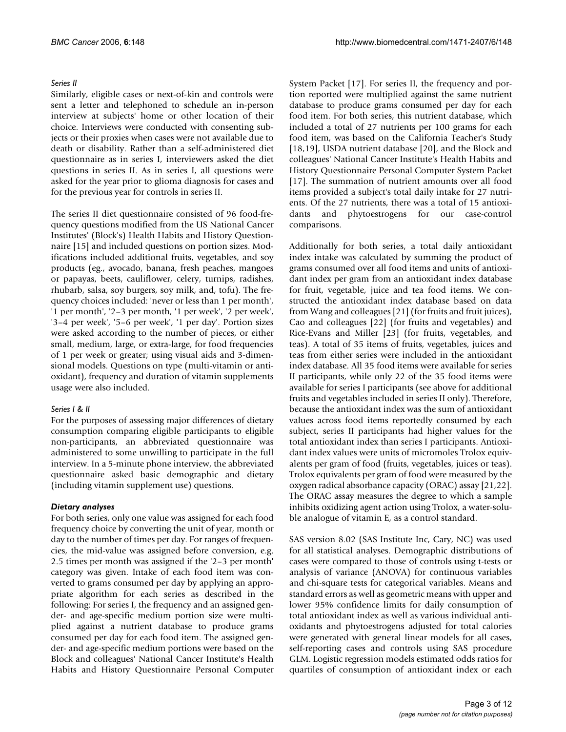*Series II*

Similarly, eligible cases or next-of-kin and controls were sent a letter and telephoned to schedule an in-person interview at subjects' home or other location of their choice. Interviews were conducted with consenting subjects or their proxies when cases were not available due to death or disability. Rather than a self-administered diet questionnaire as in series I, interviewers asked the diet questions in series II. As in series I, all questions were asked for the year prior to glioma diagnosis for cases and for the previous year for controls in series II.

The series II diet questionnaire consisted of 96 food-frequency questions modified from the US National Cancer Institutes' (Block's) Health Habits and History Questionnaire [15] and included questions on portion sizes. Modifications included additional fruits, vegetables, and soy products (eg., avocado, banana, fresh peaches, mangoes or papayas, beets, cauliflower, celery, turnips, radishes, rhubarb, salsa, soy burgers, soy milk, and, tofu). The frequency choices included: 'never or less than 1 per month', '1 per month', '2–3 per month, '1 per week', '2 per week', '3–4 per week', '5–6 per week', '1 per day'. Portion sizes were asked according to the number of pieces, or either small, medium, large, or extra-large, for food frequencies of 1 per week or greater; using visual aids and 3-dimensional models. Questions on type (multi-vitamin or antioxidant), frequency and duration of vitamin supplements usage were also included.

*Series I & II*

For the purposes of assessing major differences of dietary consumption comparing eligible participants to eligible non-participants, an abbreviated questionnaire was administered to some unwilling to participate in the full interview. In a 5-minute phone interview, the abbreviated questionnaire asked basic demographic and dietary (including vitamin supplement use) questions.

### *Dietary analyses*

For both series, only one value was assigned for each food frequency choice by converting the unit of year, month or day to the number of times per day. For ranges of frequencies, the mid-value was assigned before conversion, e.g. 2.5 times per month was assigned if the '2–3 per month' category was given. Intake of each food item was converted to grams consumed per day by applying an appropriate algorithm for each series as described in the following: For series I, the frequency and an assigned gender- and age-specific medium portion size were multiplied against a nutrient database to produce grams consumed per day for each food item. The assigned gender- and age-specific medium portions were based on the Block and colleagues' National Cancer Institute's Health Habits and History Questionnaire Personal Computer System Packet [17]. For series II, the frequency and portion reported were multiplied against the same nutrient database to produce grams consumed per day for each food item. For both series, this nutrient database, which included a total of 27 nutrients per 100 grams for each food item, was based on the California Teacher's Study [18,19], USDA nutrient database [20], and the Block and colleagues' National Cancer Institute's Health Habits and History Questionnaire Personal Computer System Packet [17]. The summation of nutrient amounts over all food items provided a subject's total daily intake for 27 nutrients. Of the 27 nutrients, there was a total of 15 antioxidants and phytoestrogens for our case-control comparisons.

Additionally for both series, a total daily antioxidant index intake was calculated by summing the product of grams consumed over all food items and units of antioxidant index per gram from an antioxidant index database for fruit, vegetable, juice and tea food items. We constructed the antioxidant index database based on data from Wang and colleagues [21] (for fruits and fruit juices), Cao and colleagues [22] (for fruits and vegetables) and Rice-Evans and Miller [23] (for fruits, vegetables, and teas). A total of 35 items of fruits, vegetables, juices and teas from either series were included in the antioxidant index database. All 35 food items were available for series II participants, while only 22 of the 35 food items were available for series I participants (see above for additional fruits and vegetables included in series II only). Therefore, because the antioxidant index was the sum of antioxidant values across food items reportedly consumed by each subject, series II participants had higher values for the total antioxidant index than series I participants. Antioxidant index values were units of micromoles Trolox equivalents per gram of food (fruits, vegetables, juices or teas). Trolox equivalents per gram of food were measured by the oxygen radical absorbance capacity (ORAC) assay [21,22]. The ORAC assay measures the degree to which a sample inhibits oxidizing agent action using Trolox, a water-soluble analogue of vitamin E, as a control standard.

SAS version 8.02 (SAS Institute Inc, Cary, NC) was used for all statistical analyses. Demographic distributions of cases were compared to those of controls using t-tests or analysis of variance (ANOVA) for continuous variables and chi-square tests for categorical variables. Means and standard errors as well as geometric means with upper and lower 95% confidence limits for daily consumption of total antioxidant index as well as various individual antioxidants and phytoestrogens adjusted for total calories were generated with general linear models for all cases, self-reporting cases and controls using SAS procedure GLM. Logistic regression models estimated odds ratios for quartiles of consumption of antioxidant index or each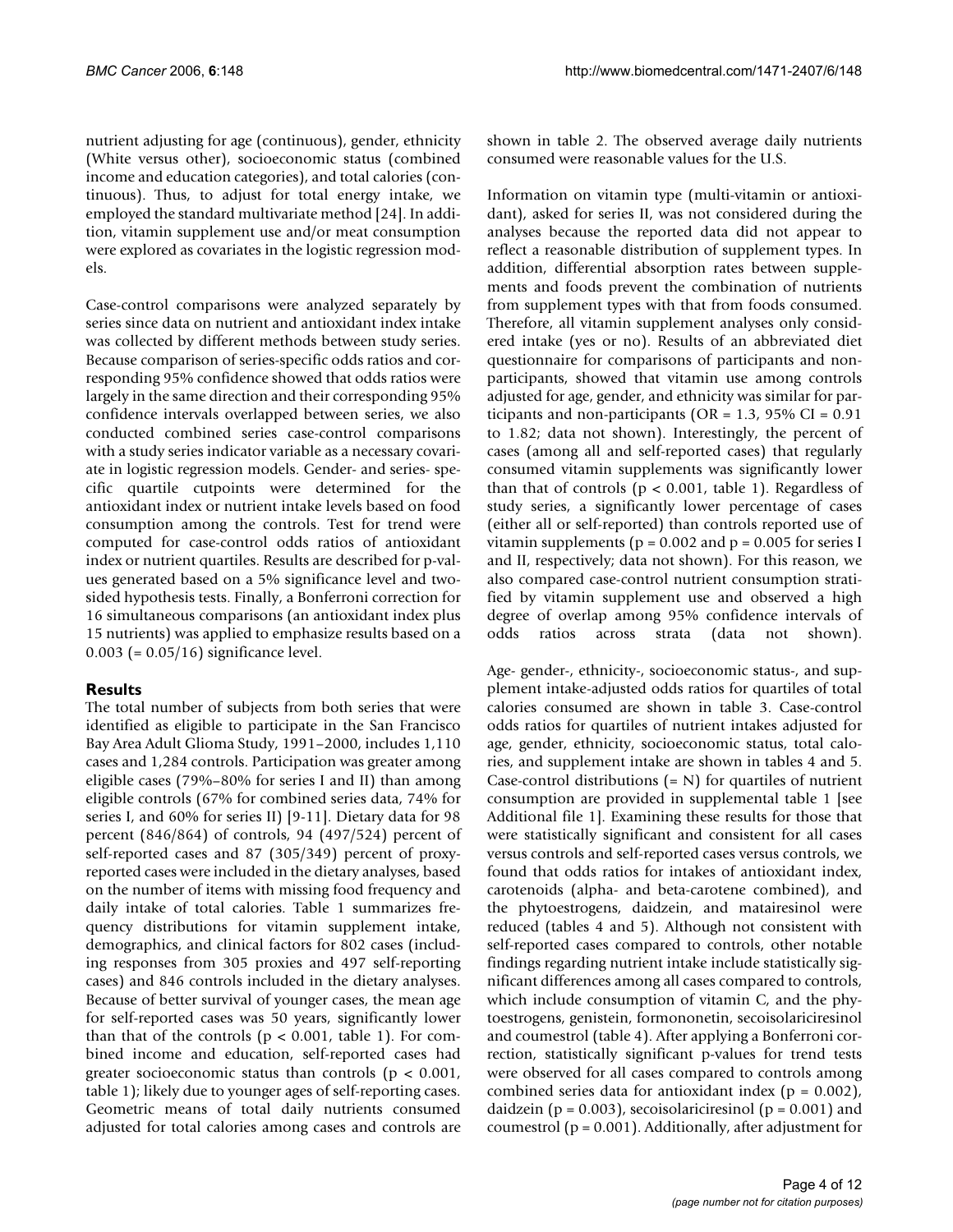nutrient adjusting for age (continuous), gender, ethnicity (White versus other), socioeconomic status (combined income and education categories), and total calories (continuous). Thus, to adjust for total energy intake, we employed the standard multivariate method [24]. In addition, vitamin supplement use and/or meat consumption were explored as covariates in the logistic regression models.

Case-control comparisons were analyzed separately by series since data on nutrient and antioxidant index intake was collected by different methods between study series. Because comparison of series-specific odds ratios and corresponding 95% confidence showed that odds ratios were largely in the same direction and their corresponding 95% confidence intervals overlapped between series, we also conducted combined series case-control comparisons with a study series indicator variable as a necessary covariate in logistic regression models. Gender- and series- specific quartile cutpoints were determined for the antioxidant index or nutrient intake levels based on food consumption among the controls. Test for trend were computed for case-control odds ratios of antioxidant index or nutrient quartiles. Results are described for p-values generated based on a 5% significance level and two-sided hypothesis tests. Finally, a Bonferroni correction for 16 simultaneous comparisons (an antioxidant index plus 15 nutrients) was applied to emphasize results based on a 0.003 (= 0.05/16) significance level.

## Results

The total number of subjects from both series that were identified as eligible to participate in the San Francisco Bay Area Adult Glioma Study, 1991–2000, includes 1,110 cases and 1,284 controls. Participation was greater among eligible cases (79%–80% for series I and II) than among eligible controls (67% for combined series data, 74% for series I, and 60% for series II) [9-11]. Dietary data for 98 percent (846/864) of controls, 94 (497/524) percent of self-reported cases and 87 (305/349) percent of proxy-reported cases were included in the dietary analyses, based on the number of items with missing food frequency and daily intake of total calories. Table 1 summarizes frequency distributions for vitamin supplement intake, demographics, and clinical factors for 802 cases (including responses from 305 proxies and 497 self-reporting cases) and 846 controls included in the dietary analyses. Because of better survival of younger cases, the mean age for self-reported cases was 50 years, significantly lower than that of the controls ($p < 0.001$, table 1). For combined income and education, self-reported cases had greater socioeconomic status than controls ($p < 0.001$, table 1); likely due to younger ages of self-reporting cases. Geometric means of total daily nutrients consumed adjusted for total calories among cases and controls are shown in table 2. The observed average daily nutrients consumed were reasonable values for the U.S.

Information on vitamin type (multi-vitamin or antioxidant), asked for series II, was not considered during the analyses because the reported data did not appear to reflect a reasonable distribution of supplement types. In addition, differential absorption rates between supplements and foods prevent the combination of nutrients from supplement types with that from foods consumed. Therefore, all vitamin supplement analyses only considered intake (yes or no). Results of an abbreviated diet questionnaire for comparisons of participants and non-participants, showed that vitamin use among controls adjusted for age, gender, and ethnicity was similar for participants and non-participants (OR = 1.3, 95% CI = 0.91 to 1.82; data not shown). Interestingly, the percent of cases (among all and self-reported cases) that regularly consumed vitamin supplements was significantly lower than that of controls ($p < 0.001$, table 1). Regardless of study series, a significantly lower percentage of cases (either all or self-reported) than controls reported use of vitamin supplements ($p = 0.002$ and $p = 0.005$ for series I and II, respectively; data not shown). For this reason, we also compared case-control nutrient consumption stratified by vitamin supplement use and observed a high degree of overlap among 95% confidence intervals of odds ratios across strata (data not shown).

Age- gender-, ethnicity-, socioeconomic status-, and supplement intake-adjusted odds ratios for quartiles of total calories consumed are shown in table 3. Case-control odds ratios for quartiles of nutrient intakes adjusted for age, gender, ethnicity, socioeconomic status, total calories, and supplement intake are shown in tables 4 and 5. Case-control distributions (= N) for quartiles of nutrient consumption are provided in supplemental table 1 [see Additional file 1]. Examining these results for those that were statistically significant and consistent for all cases versus controls and self-reported cases versus controls, we found that odds ratios for intakes of antioxidant index, carotenoids (alpha- and beta-carotene combined), and the phytoestrogens, daidzein, and matairesinol were reduced (tables 4 and 5). Although not consistent with self-reported cases compared to controls, other notable findings regarding nutrient intake include statistically significant differences among all cases compared to controls, which include consumption of vitamin C, and the phytoestrogens, genistein, formononetin, secoisolariciresinol and coumestrol (table 4). After applying a Bonferroni correction, statistically significant p-values for trend tests were observed for all cases compared to controls among combined series data for antioxidant index ($p = 0.002$), daidzein ($p = 0.003$), secoisolariciresinol ($p = 0.001$) and coumestrol ($p = 0.001$). Additionally, after adjustment for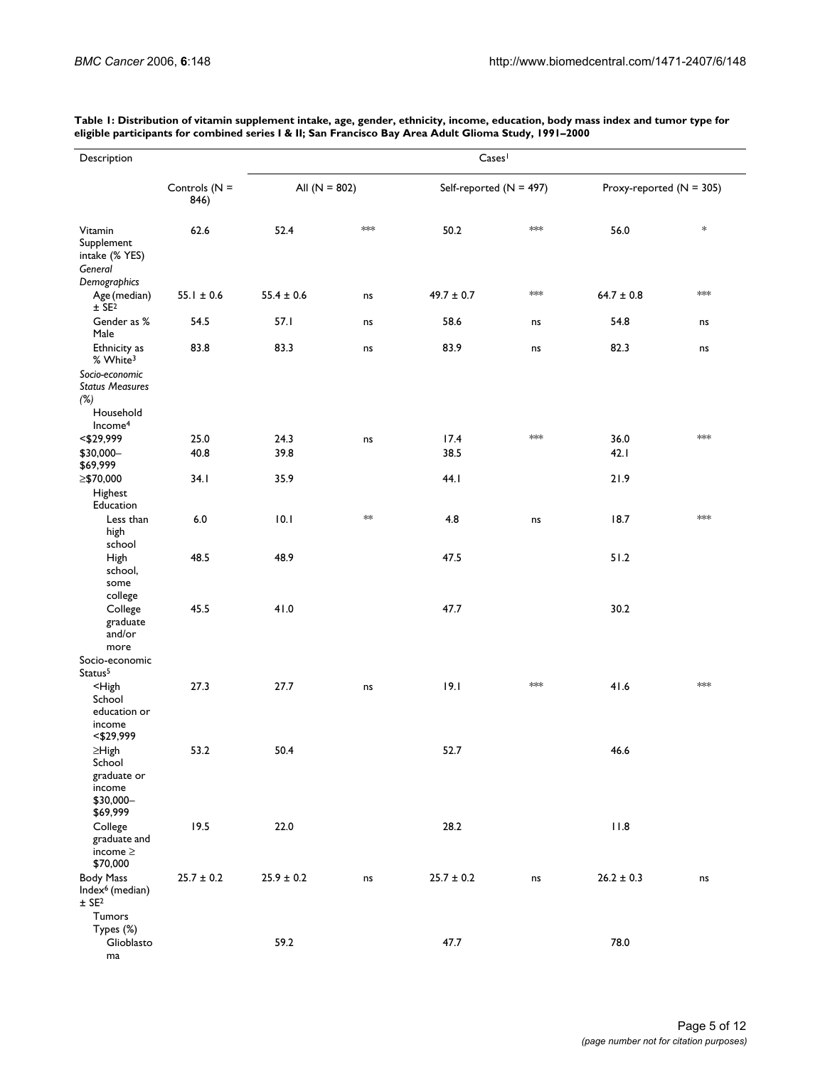**Table 1: Distribution of vitamin supplement intake, age, gender, ethnicity, income, education, body mass index and tumor type for eligible participants for combined series I & II; San Francisco Bay Area Adult Glioma Study, 1991–2000**

| Description | | Cases[1] | | | | | |
|---|---|---|---|---|---|---|---|
| | Controls (N = 846) | All (N = 802) | | Self-reported (N = 497) | | Proxy-reported (N = 305) | |
| Vitamin Supplement intake (% YES) | 62.6 | 52.4 | *** | 50.2 | *** | 56.0 | * |
| *General Demographics* | | | | | | | |
| Age (median) ± SE[2] | 55.1 ± 0.6 | 55.4 ± 0.6 | ns | 49.7 ± 0.7 | *** | 64.7 ± 0.8 | *** |
| Gender as % Male | 54.5 | 57.1 | ns | 58.6 | ns | 54.8 | ns |
| Ethnicity as % White[3] | 83.8 | 83.3 | ns | 83.9 | ns | 82.3 | ns |
| *Socio-economic Status Measures (%)* | | | | | | | |
| Household Income[4] | | | | | | | |
| <$29,999 | 25.0 | 24.3 | ns | 17.4 | *** | 36.0 | *** |
| $30,000–$69,999 | 40.8 | 39.8 | | 38.5 | | 42.1 | |
| ≥$70,000 | 34.1 | 35.9 | | 44.1 | | 21.9 | |
| Highest Education | | | | | | | |
| Less than high school | 6.0 | 10.1 | ** | 4.8 | ns | 18.7 | *** |
| High school, some college | 48.5 | 48.9 | | 47.5 | | 51.2 | |
| College graduate and/or more | 45.5 | 41.0 | | 47.7 | | 30.2 | |
| Socio-economic Status[5] | | | | | | | |
| <High School education or income <$29,999 | 27.3 | 27.7 | ns | 19.1 | *** | 41.6 | *** |
| ≥High School graduate or income $30,000–$69,999 | 53.2 | 50.4 | | 52.7 | | 46.6 | |
| College graduate and income ≥ $70,000 | 19.5 | 22.0 | | 28.2 | | 11.8 | |
| Body Mass Index[6] (median) ± SE[2] | 25.7 ± 0.2 | 25.9 ± 0.2 | ns | 25.7 ± 0.2 | ns | 26.2 ± 0.3 | ns |
| Tumors Types (%) | | | | | | | |
| Glioblastoma | | 59.2 | | 47.7 | | 78.0 | |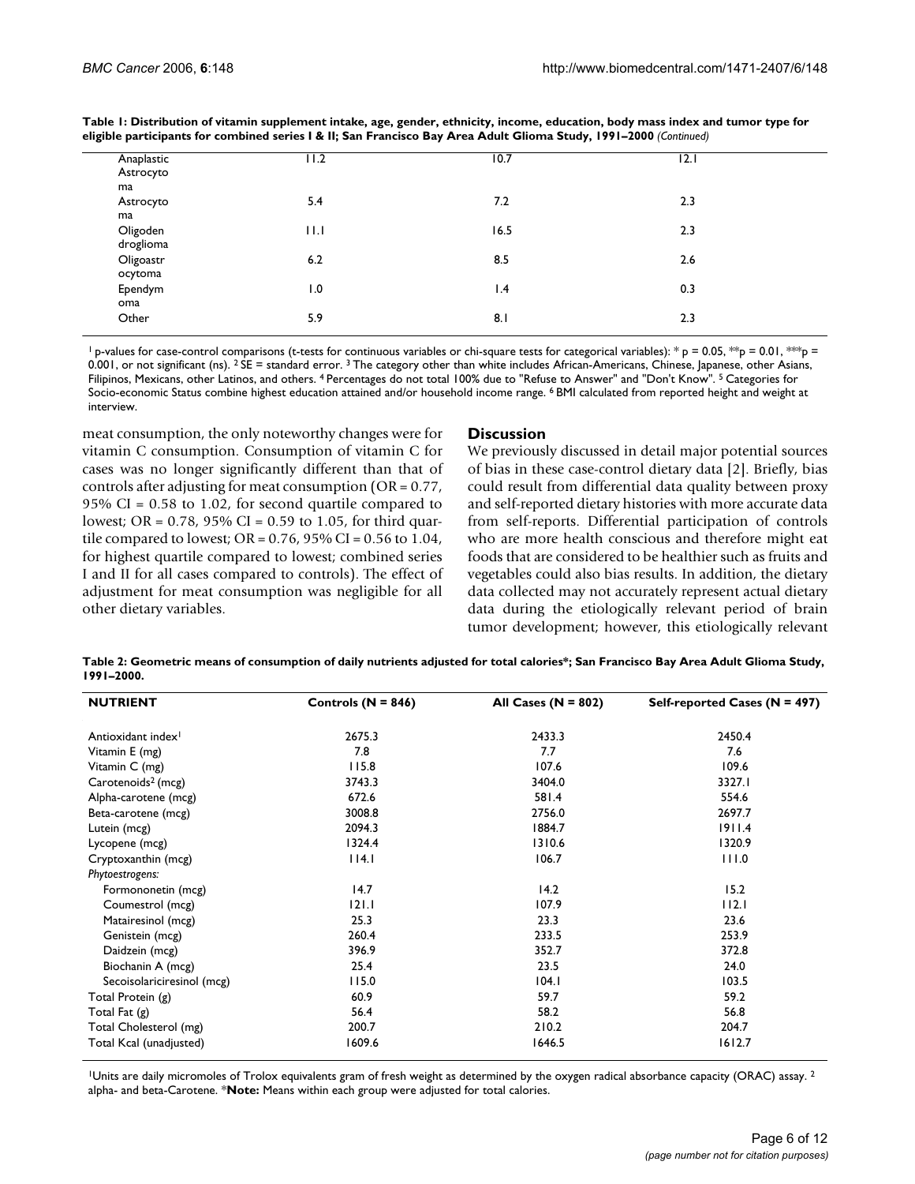**Table 1: Distribution of vitamin supplement intake, age, gender, ethnicity, income, education, body mass index and tumor type for eligible participants for combined series I & II; San Francisco Bay Area Adult Glioma Study, 1991–2000** *(Continued)*

| | | | |
|---|---|---|---|
| Anaplastic Astrocytoma | 11.2 | 10.7 | 12.1 |
| Astrocytoma | 5.4 | 7.2 | 2.3 |
| Oligodendroglioma | 11.1 | 16.5 | 2.3 |
| Oligoastrocytoma | 6.2 | 8.5 | 2.6 |
| Ependymoma | 1.0 | 1.4 | 0.3 |
| Other | 5.9 | 8.1 | 2.3 |

[1] p-values for case-control comparisons (t-tests for continuous variables or chi-square tests for categorical variables): * p = 0.05, **p = 0.01, ***p = 0.001, or not significant (ns). [2] SE = standard error. [3] The category other than white includes African-Americans, Chinese, Japanese, other Asians, Filipinos, Mexicans, other Latinos, and others. [4] Percentages do not total 100% due to "Refuse to Answer" and "Don't Know". [5] Categories for Socio-economic Status combine highest education attained and/or household income range. [6] BMI calculated from reported height and weight at interview.

meat consumption, the only noteworthy changes were for vitamin C consumption. Consumption of vitamin C for cases was no longer significantly different than that of controls after adjusting for meat consumption (OR = 0.77, 95% CI = 0.58 to 1.02, for second quartile compared to lowest; OR = 0.78, 95% CI = 0.59 to 1.05, for third quartile compared to lowest; OR = 0.76, 95% CI = 0.56 to 1.04, for highest quartile compared to lowest; combined series I and II for all cases compared to controls). The effect of adjustment for meat consumption was negligible for all other dietary variables.

## Discussion

We previously discussed in detail major potential sources of bias in these case-control dietary data [2]. Briefly, bias could result from differential data quality between proxy and self-reported dietary histories with more accurate data from self-reports. Differential participation of controls who are more health conscious and therefore might eat foods that are considered to be healthier such as fruits and vegetables could also bias results. In addition, the dietary data collected may not accurately represent actual dietary data during the etiologically relevant period of brain tumor development; however, this etiologically relevant

**Table 2: Geometric means of consumption of daily nutrients adjusted for total calories*; San Francisco Bay Area Adult Glioma Study, 1991–2000.**

| NUTRIENT | Controls (N = 846) | All Cases (N = 802) | Self-reported Cases (N = 497) |
|---|---|---|---|
| Antioxidant index[1] | 2675.3 | 2433.3 | 2450.4 |
| Vitamin E (mg) | 7.8 | 7.7 | 7.6 |
| Vitamin C (mg) | 115.8 | 107.6 | 109.6 |
| Carotenoids[2] (mcg) | 3743.3 | 3404.0 | 3327.1 |
| Alpha-carotene (mcg) | 672.6 | 581.4 | 554.6 |
| Beta-carotene (mcg) | 3008.8 | 2756.0 | 2697.7 |
| Lutein (mcg) | 2094.3 | 1884.7 | 1911.4 |
| Lycopene (mcg) | 1324.4 | 1310.6 | 1320.9 |
| Cryptoxanthin (mcg) | 114.1 | 106.7 | 111.0 |
| *Phytoestrogens:* | | | |
| Formononetin (mcg) | 14.7 | 14.2 | 15.2 |
| Coumestrol (mcg) | 121.1 | 107.9 | 112.1 |
| Matairesinol (mcg) | 25.3 | 23.3 | 23.6 |
| Genistein (mcg) | 260.4 | 233.5 | 253.9 |
| Daidzein (mcg) | 396.9 | 352.7 | 372.8 |
| Biochanin A (mcg) | 25.4 | 23.5 | 24.0 |
| Secoisolariciresinol (mcg) | 115.0 | 104.1 | 103.5 |
| Total Protein (g) | 60.9 | 59.7 | 59.2 |
| Total Fat (g) | 56.4 | 58.2 | 56.8 |
| Total Cholesterol (mg) | 200.7 | 210.2 | 204.7 |
| Total Kcal (unadjusted) | 1609.6 | 1646.5 | 1612.7 |

[1] Units are daily micromoles of Trolox equivalents gram of fresh weight as determined by the oxygen radical absorbance capacity (ORAC) assay. [2] alpha- and beta-Carotene. ***Note:** Means within each group were adjusted for total calories.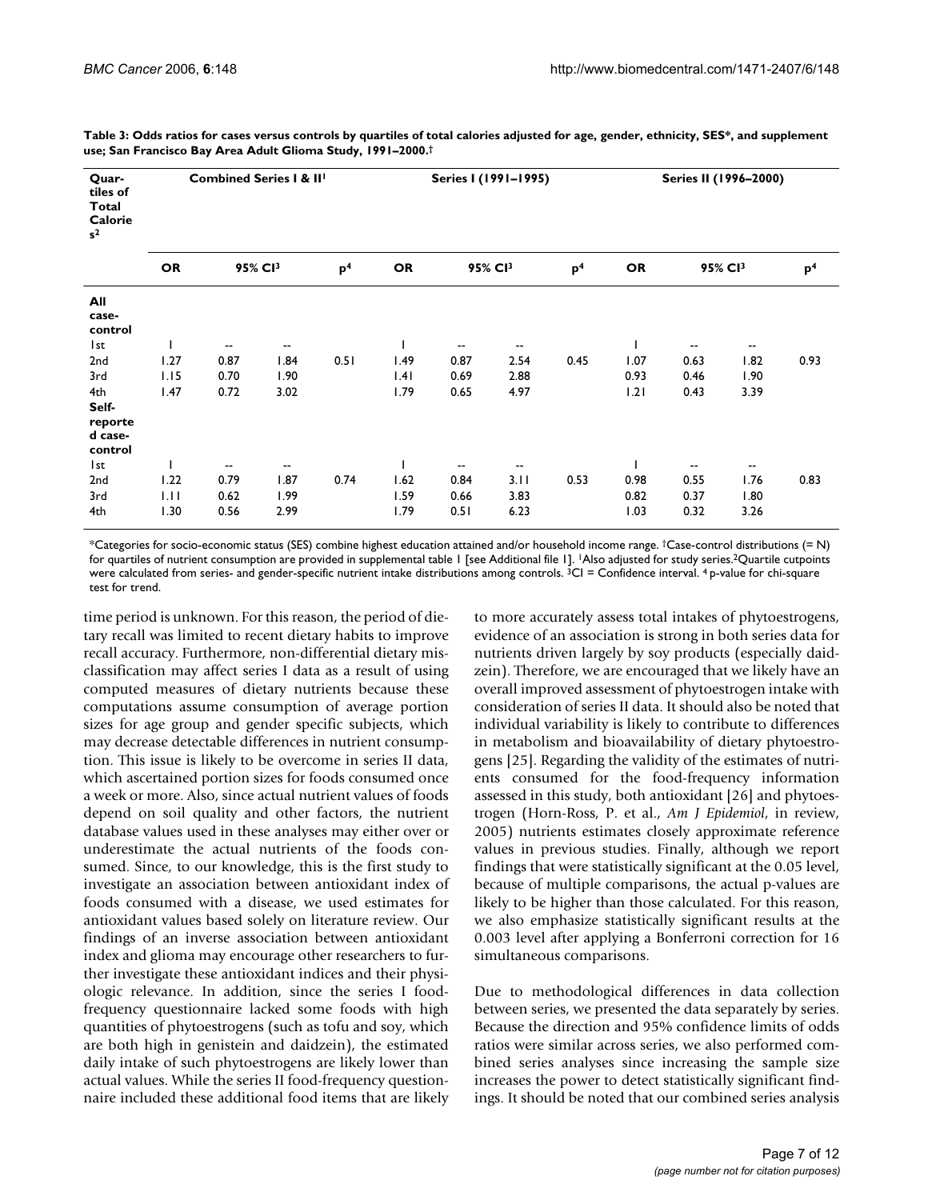**Table 3: Odds ratios for cases versus controls by quartiles of total calories adjusted for age, gender, ethnicity, SES*, and supplement use; San Francisco Bay Area Adult Glioma Study, 1991–2000.†**

| Quartiles of Total Calories[2] | Combined Series I & II[1] | | | | Series I (1991–1995) | | | | Series II (1996–2000) | | | |
|---|---|---|---|---|---|---|---|---|---|---|---|---|
| | OR | 95% CI[3] | | p[4] | OR | 95% CI[3] | | p[4] | OR | 95% CI[3] | | p[4] |
| **All case-control** | | | | | | | | | | | | |
| 1st | 1 | -- | -- | | 1 | -- | -- | | 1 | -- | -- | |
| 2nd | 1.27 | 0.87 | 1.84 | 0.51 | 1.49 | 0.87 | 2.54 | 0.45 | 1.07 | 0.63 | 1.82 | 0.93 |
| 3rd | 1.15 | 0.70 | 1.90 | | 1.41 | 0.69 | 2.88 | | 0.93 | 0.46 | 1.90 | |
| 4th | 1.47 | 0.72 | 3.02 | | 1.79 | 0.65 | 4.97 | | 1.21 | 0.43 | 3.39 | |
| **Self-reported case-control** | | | | | | | | | | | | |
| 1st | 1 | -- | -- | | 1 | -- | -- | | 1 | -- | -- | |
| 2nd | 1.22 | 0.79 | 1.87 | 0.74 | 1.62 | 0.84 | 3.11 | 0.53 | 0.98 | 0.55 | 1.76 | 0.83 |
| 3rd | 1.11 | 0.62 | 1.99 | | 1.59 | 0.66 | 3.83 | | 0.82 | 0.37 | 1.80 | |
| 4th | 1.30 | 0.56 | 2.99 | | 1.79 | 0.51 | 6.23 | | 1.03 | 0.32 | 3.26 | |

*Categories for socio-economic status (SES) combine highest education attained and/or household income range. †Case-control distributions (= N) for quartiles of nutrient consumption are provided in supplemental table 1 [see Additional file 1]. [1]Also adjusted for study series. [2]Quartile cutpoints were calculated from series- and gender-specific nutrient intake distributions among controls. [3]CI = Confidence interval. [4] p-value for chi-square test for trend.

time period is unknown. For this reason, the period of dietary recall was limited to recent dietary habits to improve recall accuracy. Furthermore, non-differential dietary misclassification may affect series I data as a result of using computed measures of dietary nutrients because these computations assume consumption of average portion sizes for age group and gender specific subjects, which may decrease detectable differences in nutrient consumption. This issue is likely to be overcome in series II data, which ascertained portion sizes for foods consumed once a week or more. Also, since actual nutrient values of foods depend on soil quality and other factors, the nutrient database values used in these analyses may either over or underestimate the actual nutrients of the foods consumed. Since, to our knowledge, this is the first study to investigate an association between antioxidant index of foods consumed with a disease, we used estimates for antioxidant values based solely on literature review. Our findings of an inverse association between antioxidant index and glioma may encourage other researchers to further investigate these antioxidant indices and their physiologic relevance. In addition, since the series I food-frequency questionnaire lacked some foods with high quantities of phytoestrogens (such as tofu and soy, which are both high in genistein and daidzein), the estimated daily intake of such phytoestrogens are likely lower than actual values. While the series II food-frequency questionnaire included these additional food items that are likely to more accurately assess total intakes of phytoestrogens, evidence of an association is strong in both series data for nutrients driven largely by soy products (especially daidzein). Therefore, we are encouraged that we likely have an overall improved assessment of phytoestrogen intake with consideration of series II data. It should also be noted that individual variability is likely to contribute to differences in metabolism and bioavailability of dietary phytoestrogens [25]. Regarding the validity of the estimates of nutrients consumed for the food-frequency information assessed in this study, both antioxidant [26] and phytoestrogen (Horn-Ross, P. et al., *Am J Epidemiol*, in review, 2005) nutrients estimates closely approximate reference values in previous studies. Finally, although we report findings that were statistically significant at the 0.05 level, because of multiple comparisons, the actual p-values are likely to be higher than those calculated. For this reason, we also emphasize statistically significant results at the 0.003 level after applying a Bonferroni correction for 16 simultaneous comparisons.

Due to methodological differences in data collection between series, we presented the data separately by series. Because the direction and 95% confidence limits of odds ratios were similar across series, we also performed combined series analyses since increasing the sample size increases the power to detect statistically significant findings. It should be noted that our combined series analysis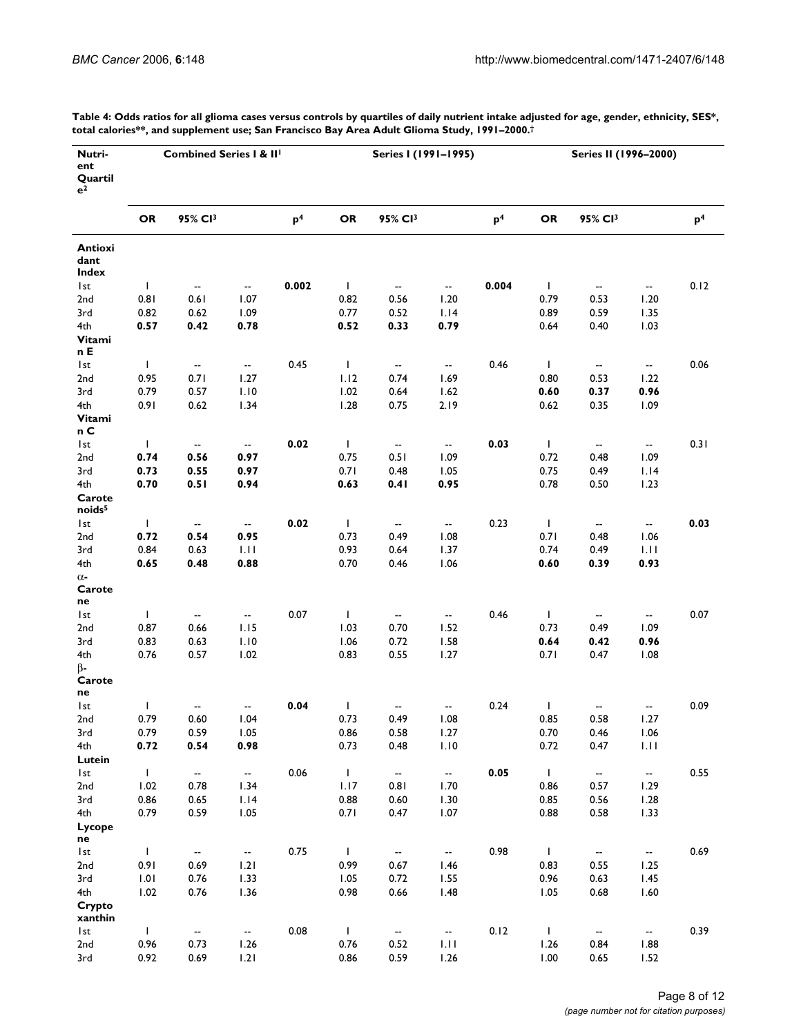**Table 4: Odds ratios for all glioma cases versus controls by quartiles of daily nutrient intake adjusted for age, gender, ethnicity, SES*, total calories**, and supplement use; San Francisco Bay Area Adult Glioma Study, 1991–2000.†**

| Nutrient Quartile[2] | Combined Series I & II[1] | | | | Series I (1991–1995) | | | | Series II (1996–2000) | | | |
|---|---|---|---|---|---|---|---|---|---|---|---|---|
| | OR | 95% CI[3] | | p[4] | OR | 95% CI[3] | | p[4] | OR | 95% CI[3] | | p[4] |
| **Antioxidant Index** | | | | | | | | | | | | |
| 1st | 1 | -- | -- | **0.002** | 1 | -- | -- | **0.004** | 1 | -- | -- | 0.12 |
| 2nd | 0.81 | 0.61 | 1.07 | | 0.82 | 0.56 | 1.20 | | 0.79 | 0.53 | 1.20 | |
| 3rd | 0.82 | 0.62 | 1.09 | | 0.77 | 0.52 | 1.14 | | 0.89 | 0.59 | 1.35 | |
| 4th | **0.57** | **0.42** | **0.78** | | **0.52** | **0.33** | **0.79** | | 0.64 | 0.40 | 1.03 | |
| **Vitamin E** | | | | | | | | | | | | |
| 1st | 1 | -- | -- | 0.45 | 1 | -- | -- | 0.46 | 1 | -- | -- | 0.06 |
| 2nd | 0.95 | 0.71 | 1.27 | | 1.12 | 0.74 | 1.69 | | 0.80 | 0.53 | 1.22 | |
| 3rd | 0.79 | 0.57 | 1.10 | | 1.02 | 0.64 | 1.62 | | **0.60** | **0.37** | **0.96** | |
| 4th | 0.91 | 0.62 | 1.34 | | 1.28 | 0.75 | 2.19 | | 0.62 | 0.35 | 1.09 | |
| **Vitamin C** | | | | | | | | | | | | |
| 1st | 1 | -- | -- | **0.02** | 1 | -- | -- | **0.03** | 1 | -- | -- | 0.31 |
| 2nd | **0.74** | **0.56** | **0.97** | | 0.75 | 0.51 | 1.09 | | 0.72 | 0.48 | 1.09 | |
| 3rd | **0.73** | **0.55** | **0.97** | | 0.71 | 0.48 | 1.05 | | 0.75 | 0.49 | 1.14 | |
| 4th | **0.70** | **0.51** | **0.94** | | **0.63** | **0.41** | **0.95** | | 0.78 | 0.50 | 1.23 | |
| **Carotenoids[5]** | | | | | | | | | | | | |
| 1st | 1 | -- | -- | **0.02** | 1 | -- | -- | 0.23 | 1 | -- | -- | **0.03** |
| 2nd | **0.72** | **0.54** | **0.95** | | 0.73 | 0.49 | 1.08 | | 0.71 | 0.48 | 1.06 | |
| 3rd | 0.84 | 0.63 | 1.11 | | 0.93 | 0.64 | 1.37 | | 0.74 | 0.49 | 1.11 | |
| 4th | **0.65** | **0.48** | **0.88** | | 0.70 | 0.46 | 1.06 | | **0.60** | **0.39** | **0.93** | |
| **α-Carotene** | | | | | | | | | | | | |
| 1st | 1 | -- | -- | 0.07 | 1 | -- | -- | 0.46 | 1 | -- | -- | 0.07 |
| 2nd | 0.87 | 0.66 | 1.15 | | 1.03 | 0.70 | 1.52 | | 0.73 | 0.49 | 1.09 | |
| 3rd | 0.83 | 0.63 | 1.10 | | 1.06 | 0.72 | 1.58 | | **0.64** | **0.42** | **0.96** | |
| 4th | 0.76 | 0.57 | 1.02 | | 0.83 | 0.55 | 1.27 | | 0.71 | 0.47 | 1.08 | |
| **β-Carotene** | | | | | | | | | | | | |
| 1st | 1 | -- | -- | **0.04** | 1 | -- | -- | 0.24 | 1 | -- | -- | 0.09 |
| 2nd | 0.79 | 0.60 | 1.04 | | 0.73 | 0.49 | 1.08 | | 0.85 | 0.58 | 1.27 | |
| 3rd | 0.79 | 0.59 | 1.05 | | 0.86 | 0.58 | 1.27 | | 0.70 | 0.46 | 1.06 | |
| 4th | **0.72** | **0.54** | **0.98** | | 0.73 | 0.48 | 1.10 | | 0.72 | 0.47 | 1.11 | |
| **Lutein** | | | | | | | | | | | | |
| 1st | 1 | -- | -- | 0.06 | 1 | -- | -- | **0.05** | 1 | -- | -- | 0.55 |
| 2nd | 1.02 | 0.78 | 1.34 | | 1.17 | 0.81 | 1.70 | | 0.86 | 0.57 | 1.29 | |
| 3rd | 0.86 | 0.65 | 1.14 | | 0.88 | 0.60 | 1.30 | | 0.85 | 0.56 | 1.28 | |
| 4th | 0.79 | 0.59 | 1.05 | | 0.71 | 0.47 | 1.07 | | 0.88 | 0.58 | 1.33 | |
| **Lycopene** | | | | | | | | | | | | |
| 1st | 1 | -- | -- | 0.75 | 1 | -- | -- | 0.98 | 1 | -- | -- | 0.69 |
| 2nd | 0.91 | 0.69 | 1.21 | | 0.99 | 0.67 | 1.46 | | 0.83 | 0.55 | 1.25 | |
| 3rd | 1.01 | 0.76 | 1.33 | | 1.05 | 0.72 | 1.55 | | 0.96 | 0.63 | 1.45 | |
| 4th | 1.02 | 0.76 | 1.36 | | 0.98 | 0.66 | 1.48 | | 1.05 | 0.68 | 1.60 | |
| **Cryptoxanthin** | | | | | | | | | | | | |
| 1st | 1 | -- | -- | 0.08 | 1 | -- | -- | 0.12 | 1 | -- | -- | 0.39 |
| 2nd | 0.96 | 0.73 | 1.26 | | 0.76 | 0.52 | 1.11 | | 1.26 | 0.84 | 1.88 | |
| 3rd | 0.92 | 0.69 | 1.21 | | 0.86 | 0.59 | 1.26 | | 1.00 | 0.65 | 1.52 | |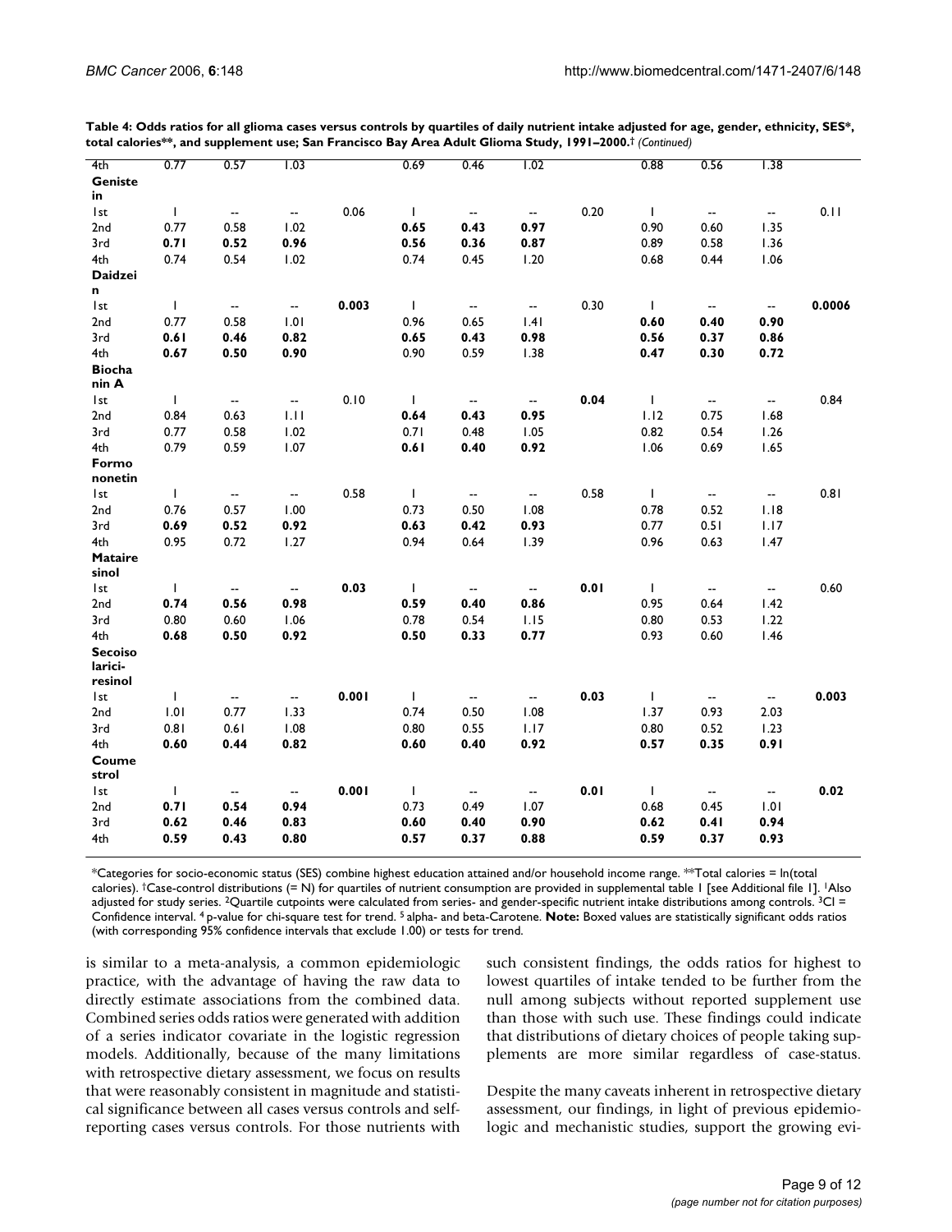**Table 4: Odds ratios for all glioma cases versus controls by quartiles of daily nutrient intake adjusted for age, gender, ethnicity, SES*, total calories**, and supplement use; San Francisco Bay Area Adult Glioma Study, 1991–2000.† *(Continued)***

| | | | | | | | | | | | | |
|---|---|---|---|---|---|---|---|---|---|---|---|---|
| 4th | 0.77 | 0.57 | 1.03 | | 0.69 | 0.46 | 1.02 | | 0.88 | 0.56 | 1.38 | |
| **Genistein** | | | | | | | | | | | | |
| 1st | 1 | -- | -- | 0.06 | 1 | -- | -- | 0.20 | 1 | -- | -- | 0.11 |
| 2nd | 0.77 | 0.58 | 1.02 | | **0.65** | **0.43** | **0.97** | | 0.90 | 0.60 | 1.35 | |
| 3rd | **0.71** | **0.52** | **0.96** | | **0.56** | **0.36** | **0.87** | | 0.89 | 0.58 | 1.36 | |
| 4th | 0.74 | 0.54 | 1.02 | | 0.74 | 0.45 | 1.20 | | 0.68 | 0.44 | 1.06 | |
| **Daidzein** | | | | | | | | | | | | |
| 1st | 1 | -- | -- | **0.003** | 1 | -- | -- | 0.30 | 1 | -- | -- | **0.0006** |
| 2nd | 0.77 | 0.58 | 1.01 | | 0.96 | 0.65 | 1.41 | | **0.60** | **0.40** | **0.90** | |
| 3rd | **0.61** | **0.46** | **0.82** | | **0.65** | **0.43** | **0.98** | | **0.56** | **0.37** | **0.86** | |
| 4th | **0.67** | **0.50** | **0.90** | | 0.90 | 0.59 | 1.38 | | **0.47** | **0.30** | **0.72** | |
| **Biochanin A** | | | | | | | | | | | | |
| 1st | 1 | -- | -- | 0.10 | 1 | -- | -- | **0.04** | 1 | -- | -- | 0.84 |
| 2nd | 0.84 | 0.63 | 1.11 | | **0.64** | **0.43** | **0.95** | | 1.12 | 0.75 | 1.68 | |
| 3rd | 0.77 | 0.58 | 1.02 | | 0.71 | 0.48 | 1.05 | | 0.82 | 0.54 | 1.26 | |
| 4th | 0.79 | 0.59 | 1.07 | | **0.61** | **0.40** | **0.92** | | 1.06 | 0.69 | 1.65 | |
| **Formononetin** | | | | | | | | | | | | |
| 1st | 1 | -- | -- | 0.58 | 1 | -- | -- | 0.58 | 1 | -- | -- | 0.81 |
| 2nd | 0.76 | 0.57 | 1.00 | | 0.73 | 0.50 | 1.08 | | 0.78 | 0.52 | 1.18 | |
| 3rd | **0.69** | **0.52** | **0.92** | | **0.63** | **0.42** | **0.93** | | 0.77 | 0.51 | 1.17 | |
| 4th | 0.95 | 0.72 | 1.27 | | 0.94 | 0.64 | 1.39 | | 0.96 | 0.63 | 1.47 | |
| **Matairesinol** | | | | | | | | | | | | |
| 1st | 1 | -- | -- | **0.03** | 1 | -- | -- | **0.01** | 1 | -- | -- | 0.60 |
| 2nd | **0.74** | **0.56** | **0.98** | | **0.59** | **0.40** | **0.86** | | 0.95 | 0.64 | 1.42 | |
| 3rd | 0.80 | 0.60 | 1.06 | | 0.78 | 0.54 | 1.15 | | 0.80 | 0.53 | 1.22 | |
| 4th | **0.68** | **0.50** | **0.92** | | **0.50** | **0.33** | **0.77** | | 0.93 | 0.60 | 1.46 | |
| **Secoisolariciresinol** | | | | | | | | | | | | |
| 1st | 1 | -- | -- | **0.001** | 1 | -- | -- | **0.03** | 1 | -- | -- | **0.003** |
| 2nd | 1.01 | 0.77 | 1.33 | | 0.74 | 0.50 | 1.08 | | 1.37 | 0.93 | 2.03 | |
| 3rd | 0.81 | 0.61 | 1.08 | | 0.80 | 0.55 | 1.17 | | 0.80 | 0.52 | 1.23 | |
| 4th | **0.60** | **0.44** | **0.82** | | **0.60** | **0.40** | **0.92** | | **0.57** | **0.35** | **0.91** | |
| **Coumestrol** | | | | | | | | | | | | |
| 1st | 1 | -- | -- | **0.001** | 1 | -- | -- | **0.01** | 1 | -- | -- | **0.02** |
| 2nd | **0.71** | **0.54** | **0.94** | | 0.73 | 0.49 | 1.07 | | 0.68 | 0.45 | 1.01 | |
| 3rd | **0.62** | **0.46** | **0.83** | | **0.60** | **0.40** | **0.90** | | **0.62** | **0.41** | **0.94** | |
| 4th | **0.59** | **0.43** | **0.80** | | **0.57** | **0.37** | **0.88** | | **0.59** | **0.37** | **0.93** | |

*Categories for socio-economic status (SES) combine highest education attained and/or household income range. **Total calories = ln(total calories). †Case-control distributions (= N) for quartiles of nutrient consumption are provided in supplemental table 1 [see Additional file 1]. [1]Also adjusted for study series. [2]Quartile cutpoints were calculated from series- and gender-specific nutrient intake distributions among controls. [3]CI = Confidence interval. [4] p-value for chi-square test for trend. [5] alpha- and beta-Carotene. **Note:** Boxed values are statistically significant odds ratios (with corresponding 95% confidence intervals that exclude 1.00) or tests for trend.

is similar to a meta-analysis, a common epidemiologic practice, with the advantage of having the raw data to directly estimate associations from the combined data. Combined series odds ratios were generated with addition of a series indicator covariate in the logistic regression models. Additionally, because of the many limitations with retrospective dietary assessment, we focus on results that were reasonably consistent in magnitude and statistical significance between all cases versus controls and self-reporting cases versus controls. For those nutrients with such consistent findings, the odds ratios for highest to lowest quartiles of intake tended to be further from the null among subjects without reported supplement use than those with such use. These findings could indicate that distributions of dietary choices of people taking supplements are more similar regardless of case-status.

Despite the many caveats inherent in retrospective dietary assessment, our findings, in light of previous epidemiologic and mechanistic studies, support the growing evi-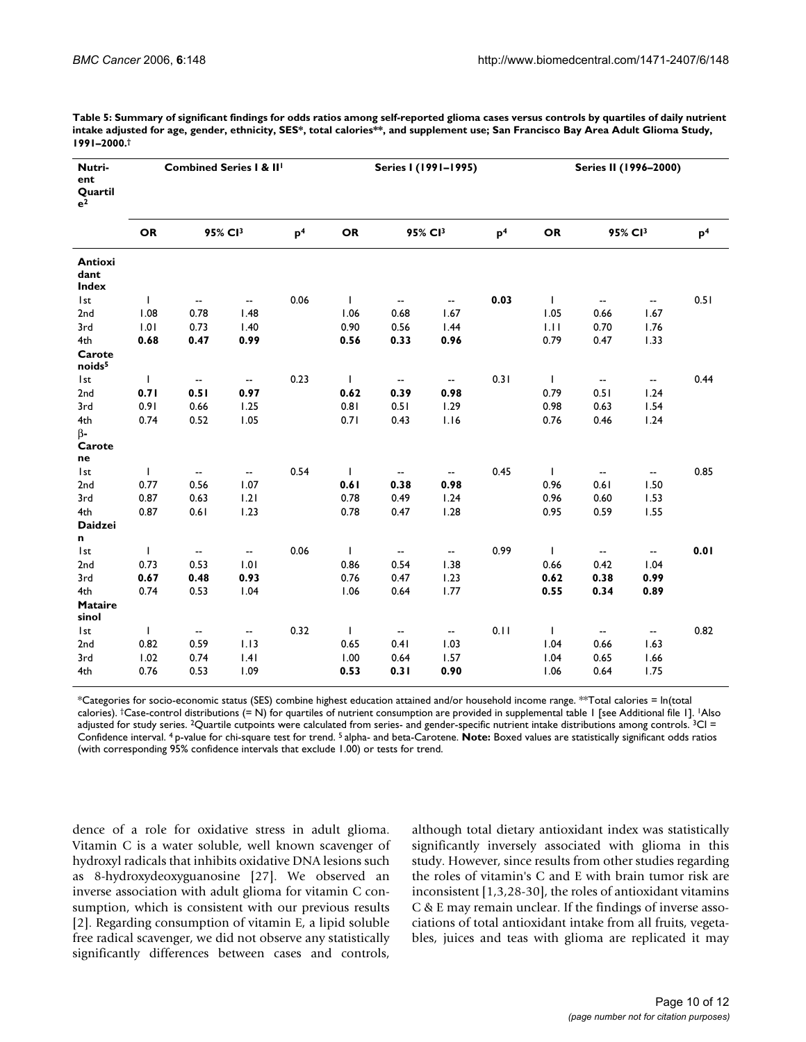**Table 5: Summary of significant findings for odds ratios among self-reported glioma cases versus controls by quartiles of daily nutrient intake adjusted for age, gender, ethnicity, SES*, total calories**, and supplement use; San Francisco Bay Area Adult Glioma Study, 1991–2000.†**

| Nutrient Quartile[2] | Combined Series I & II[1] | | | | Series I (1991–1995) | | | | Series II (1996–2000) | | | |
|---|---|---|---|---|---|---|---|---|---|---|---|---|
| | OR | 95% CI[3] | | p[4] | OR | 95% CI[3] | | p[4] | OR | 95% CI[3] | | p[4] |
| **Antioxidant Index** | | | | | | | | | | | | |
| 1st | 1 | -- | -- | 0.06 | 1 | -- | -- | **0.03** | 1 | -- | -- | 0.51 |
| 2nd | 1.08 | 0.78 | 1.48 | | 1.06 | 0.68 | 1.67 | | 1.05 | 0.66 | 1.67 | |
| 3rd | 1.01 | 0.73 | 1.40 | | 0.90 | 0.56 | 1.44 | | 1.11 | 0.70 | 1.76 | |
| 4th | **0.68** | **0.47** | **0.99** | | **0.56** | **0.33** | **0.96** | | 0.79 | 0.47 | 1.33 | |
| **Carotenoids[5]** | | | | | | | | | | | | |
| 1st | 1 | -- | -- | 0.23 | 1 | -- | -- | 0.31 | 1 | -- | -- | 0.44 |
| 2nd | **0.71** | **0.51** | **0.97** | | **0.62** | **0.39** | **0.98** | | 0.79 | 0.51 | 1.24 | |
| 3rd | 0.91 | 0.66 | 1.25 | | 0.81 | 0.51 | 1.29 | | 0.98 | 0.63 | 1.54 | |
| 4th | 0.74 | 0.52 | 1.05 | | 0.71 | 0.43 | 1.16 | | 0.76 | 0.46 | 1.24 | |
| **β-Carotene** | | | | | | | | | | | | |
| 1st | 1 | -- | -- | 0.54 | 1 | -- | -- | 0.45 | 1 | -- | -- | 0.85 |
| 2nd | 0.77 | 0.56 | 1.07 | | **0.61** | **0.38** | **0.98** | | 0.96 | 0.61 | 1.50 | |
| 3rd | 0.87 | 0.63 | 1.21 | | 0.78 | 0.49 | 1.24 | | 0.96 | 0.60 | 1.53 | |
| 4th | 0.87 | 0.61 | 1.23 | | 0.78 | 0.47 | 1.28 | | 0.95 | 0.59 | 1.55 | |
| **Daidzein** | | | | | | | | | | | | |
| 1st | 1 | -- | -- | 0.06 | 1 | -- | -- | 0.99 | 1 | -- | -- | **0.01** |
| 2nd | 0.73 | 0.53 | 1.01 | | 0.86 | 0.54 | 1.38 | | 0.66 | 0.42 | 1.04 | |
| 3rd | **0.67** | **0.48** | **0.93** | | 0.76 | 0.47 | 1.23 | | **0.62** | **0.38** | **0.99** | |
| 4th | 0.74 | 0.53 | 1.04 | | 1.06 | 0.64 | 1.77 | | **0.55** | **0.34** | **0.89** | |
| **Matairesinol** | | | | | | | | | | | | |
| 1st | 1 | -- | -- | 0.32 | 1 | -- | -- | 0.11 | 1 | -- | -- | 0.82 |
| 2nd | 0.82 | 0.59 | 1.13 | | 0.65 | 0.41 | 1.03 | | 1.04 | 0.66 | 1.63 | |
| 3rd | 1.02 | 0.74 | 1.41 | | 1.00 | 0.64 | 1.57 | | 1.04 | 0.65 | 1.66 | |
| 4th | 0.76 | 0.53 | 1.09 | | **0.53** | **0.31** | **0.90** | | 1.06 | 0.64 | 1.75 | |

*Categories for socio-economic status (SES) combine highest education attained and/or household income range. **Total calories = ln(total calories). †Case-control distributions (= N) for quartiles of nutrient consumption are provided in supplemental table 1 [see Additional file 1]. [1]Also adjusted for study series. [2]Quartile cutpoints were calculated from series- and gender-specific nutrient intake distributions among controls. [3]CI = Confidence interval. [4] p-value for chi-square test for trend. [5] alpha- and beta-Carotene. **Note:** Boxed values are statistically significant odds ratios (with corresponding 95% confidence intervals that exclude 1.00) or tests for trend.

dence of a role for oxidative stress in adult glioma. Vitamin C is a water soluble, well known scavenger of hydroxyl radicals that inhibits oxidative DNA lesions such as 8-hydroxydeoxyguanosine [27]. We observed an inverse association with adult glioma for vitamin C consumption, which is consistent with our previous results [2]. Regarding consumption of vitamin E, a lipid soluble free radical scavenger, we did not observe any statistically significantly differences between cases and controls, although total dietary antioxidant index was statistically significantly inversely associated with glioma in this study. However, since results from other studies regarding the roles of vitamin's C and E with brain tumor risk are inconsistent [1,3,28-30], the roles of antioxidant vitamins C & E may remain unclear. If the findings of inverse associations of total antioxidant intake from all fruits, vegetables, juices and teas with glioma are replicated it may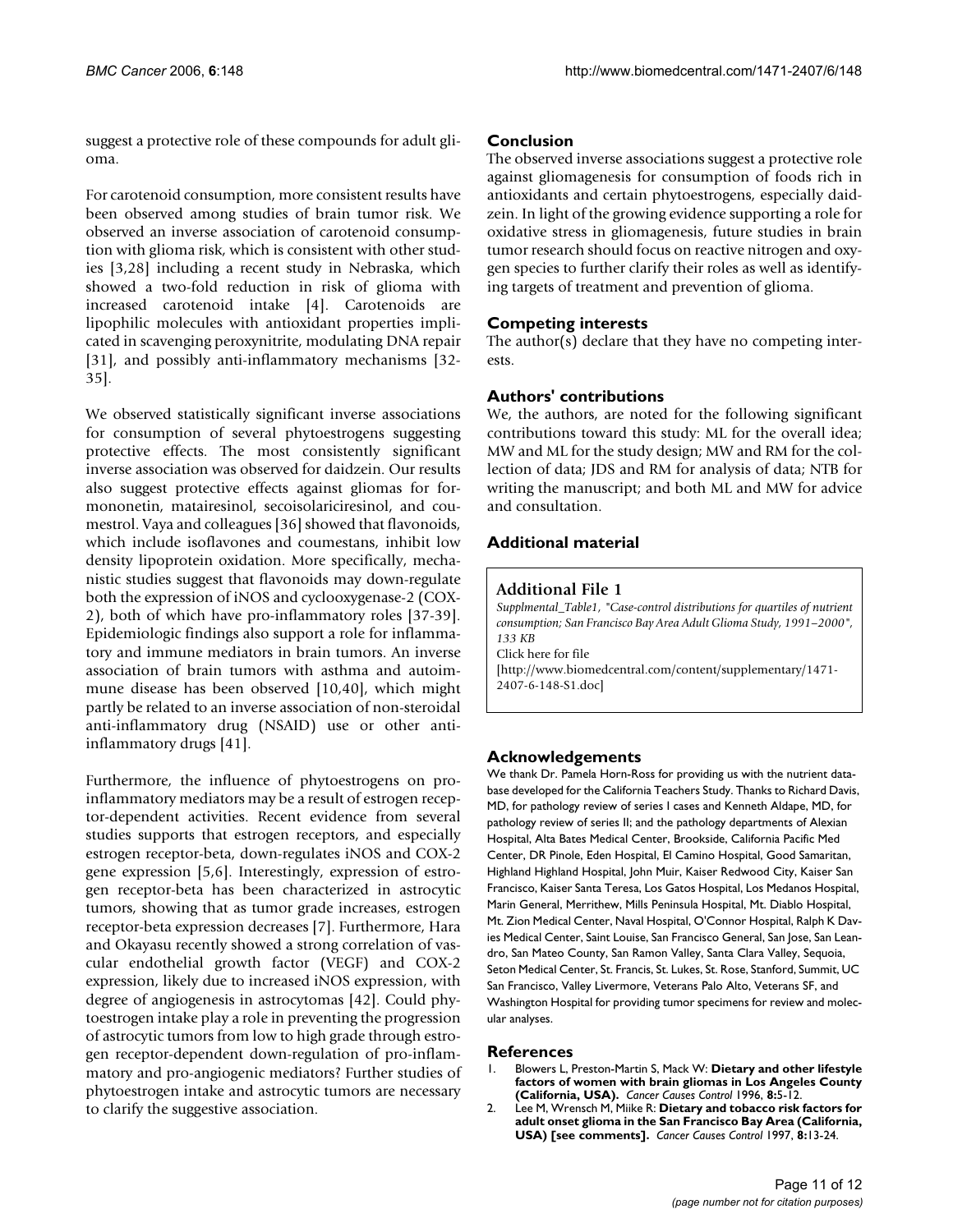suggest a protective role of these compounds for adult glioma.

For carotenoid consumption, more consistent results have been observed among studies of brain tumor risk. We observed an inverse association of carotenoid consumption with glioma risk, which is consistent with other studies [3,28] including a recent study in Nebraska, which showed a two-fold reduction in risk of glioma with increased carotenoid intake [4]. Carotenoids are lipophilic molecules with antioxidant properties implicated in scavenging peroxynitrite, modulating DNA repair [31], and possibly anti-inflammatory mechanisms [32-35].

We observed statistically significant inverse associations for consumption of several phytoestrogens suggesting protective effects. The most consistently significant inverse association was observed for daidzein. Our results also suggest protective effects against gliomas for formononetin, matairesinol, secoisolariciresinol, and coumestrol. Vaya and colleagues [36] showed that flavonoids, which include isoflavones and coumestans, inhibit low density lipoprotein oxidation. More specifically, mechanistic studies suggest that flavonoids may down-regulate both the expression of iNOS and cyclooxygenase-2 (COX-2), both of which have pro-inflammatory roles [37-39]. Epidemiologic findings also support a role for inflammatory and immune mediators in brain tumors. An inverse association of brain tumors with asthma and autoimmune disease has been observed [10,40], which might partly be related to an inverse association of non-steroidal anti-inflammatory drug (NSAID) use or other anti-inflammatory drugs [41].

Furthermore, the influence of phytoestrogens on pro-inflammatory mediators may be a result of estrogen receptor-dependent activities. Recent evidence from several studies supports that estrogen receptors, and especially estrogen receptor-beta, down-regulates iNOS and COX-2 gene expression [5,6]. Interestingly, expression of estrogen receptor-beta has been characterized in astrocytic tumors, showing that as tumor grade increases, estrogen receptor-beta expression decreases [7]. Furthermore, Hara and Okayasu recently showed a strong correlation of vascular endothelial growth factor (VEGF) and COX-2 expression, likely due to increased iNOS expression, with degree of angiogenesis in astrocytomas [42]. Could phytoestrogen intake play a role in preventing the progression of astrocytic tumors from low to high grade through estrogen receptor-dependent down-regulation of pro-inflammatory and pro-angiogenic mediators? Further studies of phytoestrogen intake and astrocytic tumors are necessary to clarify the suggestive association.

## Conclusion

The observed inverse associations suggest a protective role against gliomagenesis for consumption of foods rich in antioxidants and certain phytoestrogens, especially daidzein. In light of the growing evidence supporting a role for oxidative stress in gliomagenesis, future studies in brain tumor research should focus on reactive nitrogen and oxygen species to further clarify their roles as well as identifying targets of treatment and prevention of glioma.

## Competing interests

The author(s) declare that they have no competing interests.

## Authors' contributions

We, the authors, are noted for the following significant contributions toward this study: ML for the overall idea; MW and ML for the study design; MW and RM for the collection of data; JDS and RM for analysis of data; NTB for writing the manuscript; and both ML and MW for advice and consultation.

## Additional material

### Additional File 1

*Supplmental_Table1, "Case-control distributions for quartiles of nutrient consumption; San Francisco Bay Area Adult Glioma Study, 1991–2000", 133 KB*
Click here for file
[http://www.biomedcentral.com/content/supplementary/1471-2407-6-148-S1.doc]

## Acknowledgements

We thank Dr. Pamela Horn-Ross for providing us with the nutrient database developed for the California Teachers Study. Thanks to Richard Davis, MD, for pathology review of series I cases and Kenneth Aldape, MD, for pathology review of series II; and the pathology departments of Alexian Hospital, Alta Bates Medical Center, Brookside, California Pacific Med Center, DR Pinole, Eden Hospital, El Camino Hospital, Good Samaritan, Highland Highland Hospital, John Muir, Kaiser Redwood City, Kaiser San Francisco, Kaiser Santa Teresa, Los Gatos Hospital, Los Medanos Hospital, Marin General, Merrithew, Mills Peninsula Hospital, Mt. Diablo Hospital, Mt. Zion Medical Center, Naval Hospital, O'Connor Hospital, Ralph K Davies Medical Center, Saint Louise, San Francisco General, San Jose, San Leandro, San Mateo County, San Ramon Valley, Santa Clara Valley, Sequoia, Seton Medical Center, St. Francis, St. Lukes, St. Rose, Stanford, Summit, UC San Francisco, Valley Livermore, Veterans Palo Alto, Veterans SF, and Washington Hospital for providing tumor specimens for review and molecular analyses.

## References

1. Blowers L, Preston-Martin S, Mack W: **Dietary and other lifestyle factors of women with brain gliomas in Los Angeles County (California, USA).** *Cancer Causes Control* 1996, **8:**5-12.
2. Lee M, Wrensch M, Miike R: **Dietary and tobacco risk factors for adult onset glioma in the San Francisco Bay Area (California, USA) [see comments].** *Cancer Causes Control* 1997, **8:**13-24.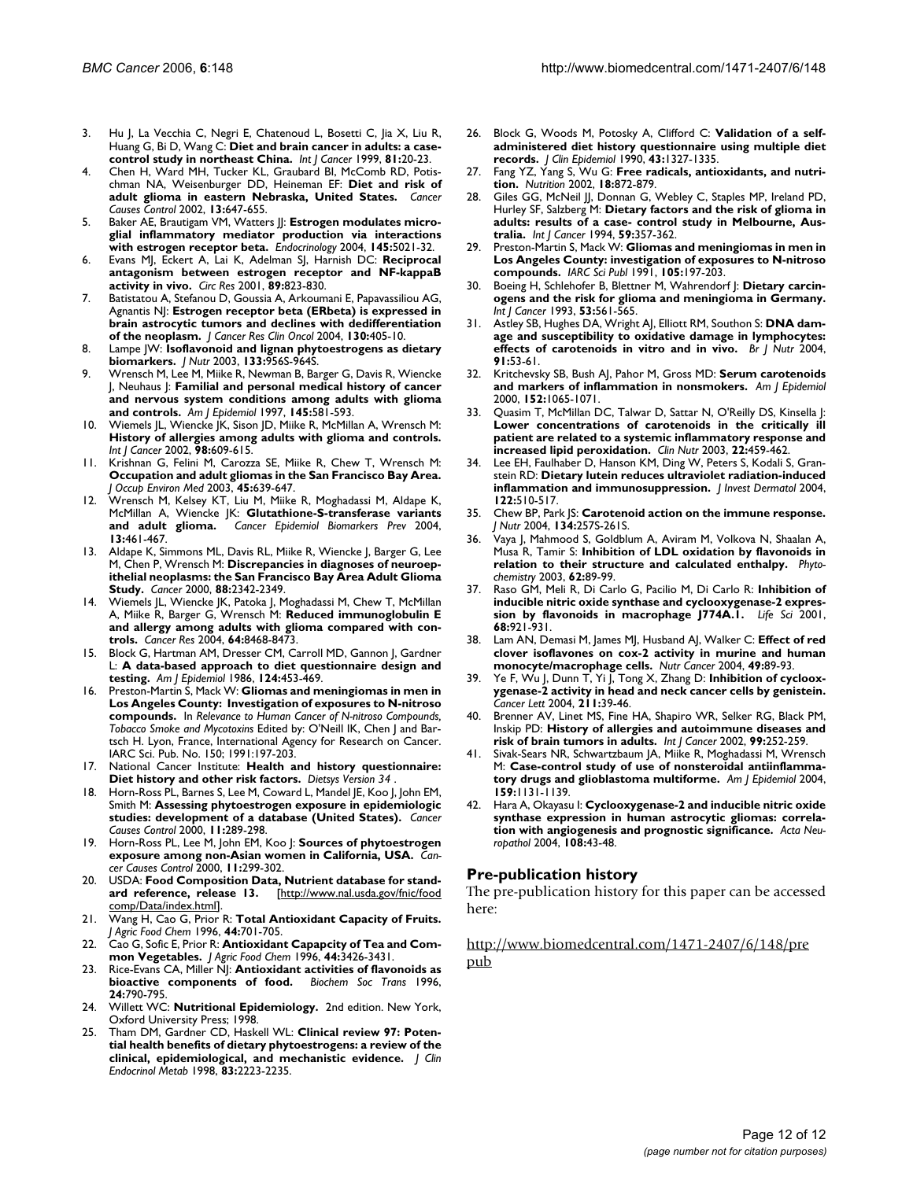3. Hu J, La Vecchia C, Negri E, Chatenoud L, Bosetti C, Jia X, Liu R, Huang G, Bi D, Wang C: **Diet and brain cancer in adults: a case-control study in northeast China.** *Int J Cancer* 1999, **81:**20-23.
4. Chen H, Ward MH, Tucker KL, Graubard BI, McComb RD, Potischman NA, Weisenburger DD, Heineman EF: **Diet and risk of adult glioma in eastern Nebraska, United States.** *Cancer Causes Control* 2002, **13:**647-655.
5. Baker AE, Brautigam VM, Watters JJ: **Estrogen modulates microglial inflammatory mediator production via interactions with estrogen receptor beta.** *Endocrinology* 2004, **145:**5021-32.
6. Evans MJ, Eckert A, Lai K, Adelman SJ, Harnish DC: **Reciprocal antagonism between estrogen receptor and NF-kappaB activity in vivo.** *Circ Res* 2001, **89:**823-830.
7. Batistatou A, Stefanou D, Goussia A, Arkoumani E, Papavassiliou AG, Agnantis NJ: **Estrogen receptor beta (ERbeta) is expressed in brain astrocytic tumors and declines with dedifferentiation of the neoplasm.** *J Cancer Res Clin Oncol* 2004, **130:**405-10.
8. Lampe JW: **Isoflavonoid and lignan phytoestrogens as dietary biomarkers.** *J Nutr* 2003, **133:**956S-964S.
9. Wrensch M, Lee M, Miike R, Newman B, Barger G, Davis R, Wiencke J, Neuhaus J: **Familial and personal medical history of cancer and nervous system conditions among adults with glioma and controls.** *Am J Epidemiol* 1997, **145:**581-593.
10. Wiemels JL, Wiencke JK, Sison JD, Miike R, McMillan A, Wrensch M: **History of allergies among adults with glioma and controls.** *Int J Cancer* 2002, **98:**609-615.
11. Krishnan G, Felini M, Carozza SE, Miike R, Chew T, Wrensch M: **Occupation and adult gliomas in the San Francisco Bay Area.** *J Occup Environ Med* 2003, **45:**639-647.
12. Wrensch M, Kelsey KT, Liu M, Miike R, Moghadassi M, Aldape K, McMillan A, Wiencke JK: **Glutathione-S-transferase variants and adult glioma.** *Cancer Epidemiol Biomarkers Prev* 2004, **13:**461-467.
13. Aldape K, Simmons ML, Davis RL, Miike R, Wiencke J, Barger G, Lee M, Chen P, Wrensch M: **Discrepancies in diagnoses of neuroepithelial neoplasms: the San Francisco Bay Area Adult Glioma Study.** *Cancer* 2000, **88:**2342-2349.
14. Wiemels JL, Wiencke JK, Patoka J, Moghadassi M, Chew T, McMillan A, Miike R, Barger G, Wrensch M: **Reduced immunoglobulin E and allergy among adults with glioma compared with controls.** *Cancer Res* 2004, **64:**8468-8473.
15. Block G, Hartman AM, Dresser CM, Carroll MD, Gannon J, Gardner L: **A data-based approach to diet questionnaire design and testing.** *Am J Epidemiol* 1986, **124:**453-469.
16. Preston-Martin S, Mack W: **Gliomas and meningiomas in men in Los Angeles County: Investigation of exposures to N-nitroso compounds.** In *Relevance to Human Cancer of N-nitroso Compounds, Tobacco Smoke and Mycotoxins* Edited by: O'Neill IK, Chen J and Bartsch H. Lyon, France, International Agency for Research on Cancer. IARC Sci. Pub. No. 150; 1991:197-203.
17. National Cancer Institute: **Health and history questionnaire: Diet history and other risk factors.** *Dietsys Version 34* .
18. Horn-Ross PL, Barnes S, Lee M, Coward L, Mandel JE, Koo J, John EM, Smith M: **Assessing phytoestrogen exposure in epidemiologic studies: development of a database (United States).** *Cancer Causes Control* 2000, **11:**289-298.
19. Horn-Ross PL, Lee M, John EM, Koo J: **Sources of phytoestrogen exposure among non-Asian women in California, USA.** *Cancer Causes Control* 2000, **11:**299-302.
20. USDA: **Food Composition Data, Nutrient database for standard reference, release 13.** [http://www.nal.usda.gov/fnic/foodcomp/Data/index.html].
21. Wang H, Cao G, Prior R: **Total Antioxidant Capacity of Fruits.** *J Agric Food Chem* 1996, **44:**701-705.
22. Cao G, Sofic E, Prior R: **Antioxidant Capapcity of Tea and Common Vegetables.** *J Agric Food Chem* 1996, **44:**3426-3431.
23. Rice-Evans CA, Miller NJ: **Antioxidant activities of flavonoids as bioactive components of food.** *Biochem Soc Trans* 1996, **24:**790-795.
24. Willett WC: **Nutritional Epidemiology.** 2nd edition. New York, Oxford University Press; 1998.
25. Tham DM, Gardner CD, Haskell WL: **Clinical review 97: Potential health benefits of dietary phytoestrogens: a review of the clinical, epidemiological, and mechanistic evidence.** *J Clin Endocrinol Metab* 1998, **83:**2223-2235.
26. Block G, Woods M, Potosky A, Clifford C: **Validation of a self-administered diet history questionnaire using multiple diet records.** *J Clin Epidemiol* 1990, **43:**1327-1335.
27. Fang YZ, Yang S, Wu G: **Free radicals, antioxidants, and nutrition.** *Nutrition* 2002, **18:**872-879.
28. Giles GG, McNeil JJ, Donnan G, Webley C, Staples MP, Ireland PD, Hurley SF, Salzberg M: **Dietary factors and the risk of glioma in adults: results of a case- control study in Melbourne, Australia.** *Int J Cancer* 1994, **59:**357-362.
29. Preston-Martin S, Mack W: **Gliomas and meningiomas in men in Los Angeles County: investigation of exposures to N-nitroso compounds.** *IARC Sci Publ* 1991, **105:**197-203.
30. Boeing H, Schlehofer B, Blettner M, Wahrendorf J: **Dietary carcinogens and the risk for glioma and meningioma in Germany.** *Int J Cancer* 1993, **53:**561-565.
31. Astley SB, Hughes DA, Wright AJ, Elliott RM, Southon S: **DNA damage and susceptibility to oxidative damage in lymphocytes: effects of carotenoids in vitro and in vivo.** *Br J Nutr* 2004, **91:**53-61.
32. Kritchevsky SB, Bush AJ, Pahor M, Gross MD: **Serum carotenoids and markers of inflammation in nonsmokers.** *Am J Epidemiol* 2000, **152:**1065-1071.
33. Quasim T, McMillan DC, Talwar D, Sattar N, O'Reilly DS, Kinsella J: **Lower concentrations of carotenoids in the critically ill patient are related to a systemic inflammatory response and increased lipid peroxidation.** *Clin Nutr* 2003, **22:**459-462.
34. Lee EH, Faulhaber D, Hanson KM, Ding W, Peters S, Kodali S, Granstein RD: **Dietary lutein reduces ultraviolet radiation-induced inflammation and immunosuppression.** *J Invest Dermatol* 2004, **122:**510-517.
35. Chew BP, Park JS: **Carotenoid action on the immune response.** *J Nutr* 2004, **134:**257S-261S.
36. Vaya J, Mahmood S, Goldblum A, Aviram M, Volkova N, Shaalan A, Musa R, Tamir S: **Inhibition of LDL oxidation by flavonoids in relation to their structure and calculated enthalpy.** *Phytochemistry* 2003, **62:**89-99.
37. Raso GM, Meli R, Di Carlo G, Pacilio M, Di Carlo R: **Inhibition of inducible nitric oxide synthase and cyclooxygenase-2 expression by flavonoids in macrophage J774A.1.** *Life Sci* 2001, **68:**921-931.
38. Lam AN, Demasi M, James MJ, Husband AJ, Walker C: **Effect of red clover isoflavones on cox-2 activity in murine and human monocyte/macrophage cells.** *Nutr Cancer* 2004, **49:**89-93.
39. Ye F, Wu J, Dunn T, Yi J, Tong X, Zhang D: **Inhibition of cyclooxygenase-2 activity in head and neck cancer cells by genistein.** *Cancer Lett* 2004, **211:**39-46.
40. Brenner AV, Linet MS, Fine HA, Shapiro WR, Selker RG, Black PM, Inskip PD: **History of allergies and autoimmune diseases and risk of brain tumors in adults.** *Int J Cancer* 2002, **99:**252-259.
41. Sivak-Sears NR, Schwartzbaum JA, Miike R, Moghadassi M, Wrensch M: **Case-control study of use of nonsteroidal antiinflammatory drugs and glioblastoma multiforme.** *Am J Epidemiol* 2004, **159:**1131-1139.
42. Hara A, Okayasu I: **Cyclooxygenase-2 and inducible nitric oxide synthase expression in human astrocytic gliomas: correlation with angiogenesis and prognostic significance.** *Acta Neuropathol* 2004, **108:**43-48.

## Pre-publication history

The pre-publication history for this paper can be accessed here:

http://www.biomedcentral.com/1471-2407/6/148/prepub